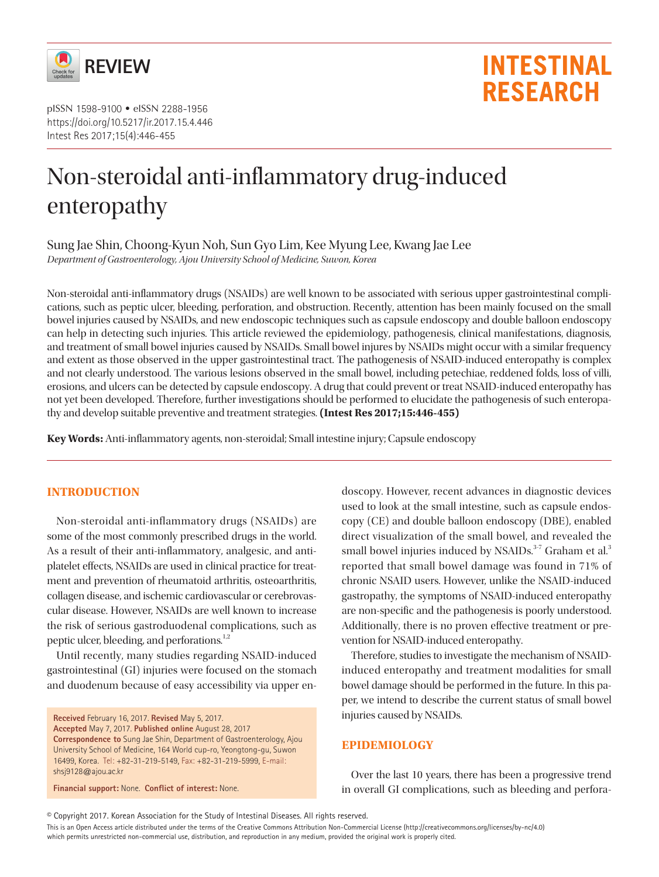REVIEW

**INTESTINAL RESEARCH**

pISSN 1598-9100 • eISSN 2288-1956
https://doi.org/10.5217/ir.2017.15.4.446
Intest Res 2017;15(4):446-455

# Non-steroidal anti-inflammatory drug-induced enteropathy

Sung Jae Shin, Choong-Kyun Noh, Sun Gyo Lim, Kee Myung Lee, Kwang Jae Lee

*Department of Gastroenterology, Ajou University School of Medicine, Suwon, Korea*

Non-steroidal anti-inflammatory drugs (NSAIDs) are well known to be associated with serious upper gastrointestinal complications, such as peptic ulcer, bleeding, perforation, and obstruction. Recently, attention has been mainly focused on the small bowel injuries caused by NSAIDs, and new endoscopic techniques such as capsule endoscopy and double balloon endoscopy can help in detecting such injuries. This article reviewed the epidemiology, pathogenesis, clinical manifestations, diagnosis, and treatment of small bowel injuries caused by NSAIDs. Small bowel injures by NSAIDs might occur with a similar frequency and extent as those observed in the upper gastrointestinal tract. The pathogenesis of NSAID-induced enteropathy is complex and not clearly understood. The various lesions observed in the small bowel, including petechiae, reddened folds, loss of villi, erosions, and ulcers can be detected by capsule endoscopy. A drug that could prevent or treat NSAID-induced enteropathy has not yet been developed. Therefore, further investigations should be performed to elucidate the pathogenesis of such enteropathy and develop suitable preventive and treatment strategies. **(Intest Res 2017;15:446-455)**

**Key Words:** Anti-inflammatory agents, non-steroidal; Small intestine injury; Capsule endoscopy

## INTRODUCTION

Non-steroidal anti-inflammatory drugs (NSAIDs) are some of the most commonly prescribed drugs in the world. As a result of their anti-inflammatory, analgesic, and antiplatelet effects, NSAIDs are used in clinical practice for treatment and prevention of rheumatoid arthritis, osteoarthritis, collagen disease, and ischemic cardiovascular or cerebrovascular disease. However, NSAIDs are well known to increase the risk of serious gastroduodenal complications, such as peptic ulcer, bleeding, and perforations.[1,2]

Until recently, many studies regarding NSAID-induced gastrointestinal (GI) injuries were focused on the stomach and duodenum because of easy accessibility via upper endoscopy. However, recent advances in diagnostic devices used to look at the small intestine, such as capsule endoscopy (CE) and double balloon endoscopy (DBE), enabled direct visualization of the small bowel, and revealed the small bowel injuries induced by NSAIDs.[3-7] Graham et al.[3] reported that small bowel damage was found in 71% of chronic NSAID users. However, unlike the NSAID-induced gastropathy, the symptoms of NSAID-induced enteropathy are non-specific and the pathogenesis is poorly understood. Additionally, there is no proven effective treatment or prevention for NSAID-induced enteropathy.

Therefore, studies to investigate the mechanism of NSAID-induced enteropathy and treatment modalities for small bowel damage should be performed in the future. In this paper, we intend to describe the current status of small bowel injuries caused by NSAIDs.

## EPIDEMIOLOGY

Over the last 10 years, there has been a progressive trend in overall GI complications, such as bleeding and perfora-

**Received** February 16, 2017. **Revised** May 5, 2017.
**Accepted** May 7, 2017. **Published online** August 28, 2017
**Correspondence to** Sung Jae Shin, Department of Gastroenterology, Ajou University School of Medicine, 164 World cup-ro, Yeongtong-gu, Suwon 16499, Korea. Tel: +82-31-219-5149, Fax: +82-31-219-5999, E-mail: shsj9128@ajou.ac.kr

**Financial support:** None. **Conflict of interest:** None.

© Copyright 2017. Korean Association for the Study of Intestinal Diseases. All rights reserved.

This is an Open Access article distributed under the terms of the Creative Commons Attribution Non-Commercial License (http://creativecommons.org/licenses/by-nc/4.0) which permits unrestricted non-commercial use, distribution, and reproduction in any medium, provided the original work is properly cited.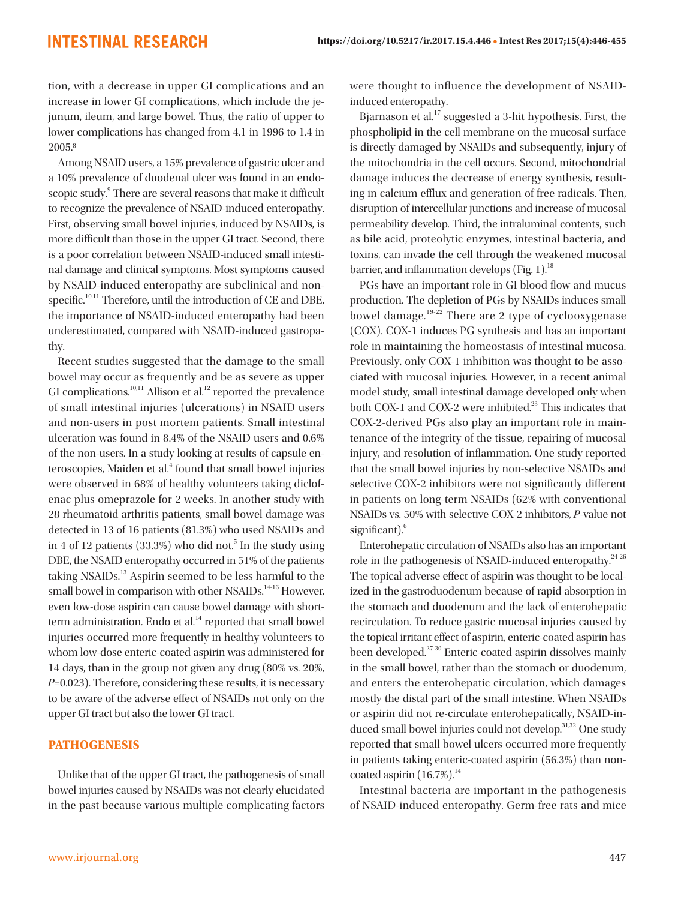tion, with a decrease in upper GI complications and an increase in lower GI complications, which include the jejunum, ileum, and large bowel. Thus, the ratio of upper to lower complications has changed from 4.1 in 1996 to 1.4 in 2005.[8]

Among NSAID users, a 15% prevalence of gastric ulcer and a 10% prevalence of duodenal ulcer was found in an endoscopic study.[9] There are several reasons that make it difficult to recognize the prevalence of NSAID-induced enteropathy. First, observing small bowel injuries, induced by NSAIDs, is more difficult than those in the upper GI tract. Second, there is a poor correlation between NSAID-induced small intestinal damage and clinical symptoms. Most symptoms caused by NSAID-induced enteropathy are subclinical and nonspecific.[10,11] Therefore, until the introduction of CE and DBE, the importance of NSAID-induced enteropathy had been underestimated, compared with NSAID-induced gastropathy.

Recent studies suggested that the damage to the small bowel may occur as frequently and be as severe as upper GI complications.[10,11] Allison et al.[12] reported the prevalence of small intestinal injuries (ulcerations) in NSAID users and non-users in post mortem patients. Small intestinal ulceration was found in 8.4% of the NSAID users and 0.6% of the non-users. In a study looking at results of capsule enteroscopies, Maiden et al.[4] found that small bowel injuries were observed in 68% of healthy volunteers taking diclofenac plus omeprazole for 2 weeks. In another study with 28 rheumatoid arthritis patients, small bowel damage was detected in 13 of 16 patients (81.3%) who used NSAIDs and in 4 of 12 patients (33.3%) who did not.[5] In the study using DBE, the NSAID enteropathy occurred in 51% of the patients taking NSAIDs.[13] Aspirin seemed to be less harmful to the small bowel in comparison with other NSAIDs.[14-16] However, even low-dose aspirin can cause bowel damage with short-term administration. Endo et al.[14] reported that small bowel injuries occurred more frequently in healthy volunteers to whom low-dose enteric-coated aspirin was administered for 14 days, than in the group not given any drug (80% vs. 20%, $P$=0.023). Therefore, considering these results, it is necessary to be aware of the adverse effect of NSAIDs not only on the upper GI tract but also the lower GI tract.

## PATHOGENESIS

Unlike that of the upper GI tract, the pathogenesis of small bowel injuries caused by NSAIDs was not clearly elucidated in the past because various multiple complicating factors were thought to influence the development of NSAID-induced enteropathy.

Bjarnason et al.[17] suggested a 3-hit hypothesis. First, the phospholipid in the cell membrane on the mucosal surface is directly damaged by NSAIDs and subsequently, injury of the mitochondria in the cell occurs. Second, mitochondrial damage induces the decrease of energy synthesis, resulting in calcium efflux and generation of free radicals. Then, disruption of intercellular junctions and increase of mucosal permeability develop. Third, the intraluminal contents, such as bile acid, proteolytic enzymes, intestinal bacteria, and toxins, can invade the cell through the weakened mucosal barrier, and inflammation develops (Fig. 1).[18]

PGs have an important role in GI blood flow and mucus production. The depletion of PGs by NSAIDs induces small bowel damage.[19-22] There are 2 type of cyclooxygenase (COX). COX-1 induces PG synthesis and has an important role in maintaining the homeostasis of intestinal mucosa. Previously, only COX-1 inhibition was thought to be associated with mucosal injuries. However, in a recent animal model study, small intestinal damage developed only when both COX-1 and COX-2 were inhibited.[23] This indicates that COX-2-derived PGs also play an important role in maintenance of the integrity of the tissue, repairing of mucosal injury, and resolution of inflammation. One study reported that the small bowel injuries by non-selective NSAIDs and selective COX-2 inhibitors were not significantly different in patients on long-term NSAIDs (62% with conventional NSAIDs vs. 50% with selective COX-2 inhibitors, $P$-value not significant).[6]

Enterohepatic circulation of NSAIDs also has an important role in the pathogenesis of NSAID-induced enteropathy.[24-26] The topical adverse effect of aspirin was thought to be localized in the gastroduodenum because of rapid absorption in the stomach and duodenum and the lack of enterohepatic recirculation. To reduce gastric mucosal injuries caused by the topical irritant effect of aspirin, enteric-coated aspirin has been developed.[27-30] Enteric-coated aspirin dissolves mainly in the small bowel, rather than the stomach or duodenum, and enters the enterohepatic circulation, which damages mostly the distal part of the small intestine. When NSAIDs or aspirin did not re-circulate enterohepatically, NSAID-induced small bowel injuries could not develop.[31,32] One study reported that small bowel ulcers occurred more frequently in patients taking enteric-coated aspirin (56.3%) than non-coated aspirin (16.7%).[14]

Intestinal bacteria are important in the pathogenesis of NSAID-induced enteropathy. Germ-free rats and mice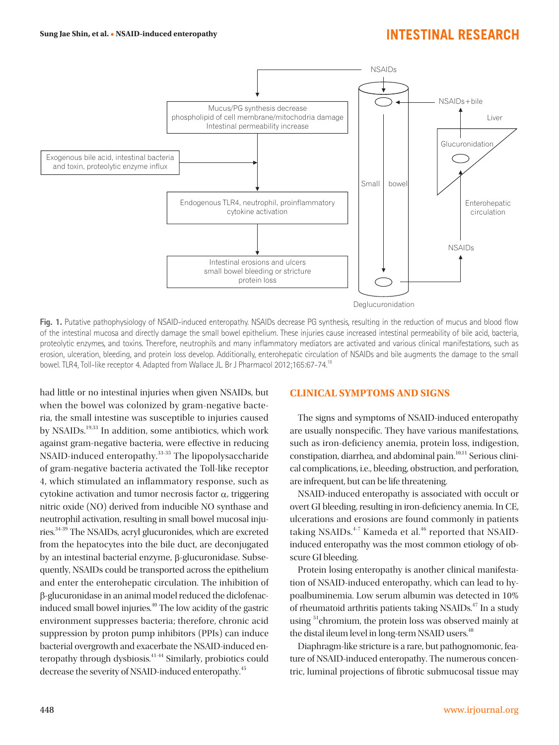NSAIDs

Mucus/PG synthesis decrease
phospholipid of cell membrane/mitochondria damage
Intestinal permeability increase

Exogenous bile acid, intestinal bacteria and toxin, proteolytic enzyme influx

Endogenous TLR4, neutrophil, proinflammatory cytokine activation

Intestinal erosions and ulcers
small bowel bleeding or stricture
protein loss

NSAIDs+bile

Liver

Glucuronidation

Small bowel

Enterohepatic circulation

NSAIDs

Deglucuronidation

**Fig. 1.** Putative pathophysiology of NSAID-induced enteropathy. NSAIDs decrease PG synthesis, resulting in the reduction of mucus and blood flow of the intestinal mucosa and directly damage the small bowel epithelium. These injuries cause increased intestinal permeability of bile acid, bacteria, proteolytic enzymes, and toxins. Therefore, neutrophils and many inflammatory mediators are activated and various clinical manifestations, such as erosion, ulceration, bleeding, and protein loss develop. Additionally, enterohepatic circulation of NSAIDs and bile augments the damage to the small bowel. TLR4, Toll-like receptor 4. Adapted from Wallace JL. Br J Pharmacol 2012;165:67-74.[18]

had little or no intestinal injuries when given NSAIDs, but when the bowel was colonized by gram-negative bacteria, the small intestine was susceptible to injuries caused by NSAIDs.[19,33] In addition, some antibiotics, which work against gram-negative bacteria, were effective in reducing NSAID-induced enteropathy.[33-35] The lipopolysaccharide of gram-negative bacteria activated the Toll-like receptor 4, which stimulated an inflammatory response, such as cytokine activation and tumor necrosis factor $\alpha$, triggering nitric oxide (NO) derived from inducible NO synthase and neutrophil activation, resulting in small bowel mucosal injuries.[34-39] The NSAIDs, acryl glucuronides, which are excreted from the hepatocytes into the bile duct, are deconjugated by an intestinal bacterial enzyme, $\beta$-glucuronidase. Subsequently, NSAIDs could be transported across the epithelium and enter the enterohepatic circulation. The inhibition of $\beta$-glucuronidase in an animal model reduced the diclofenac-induced small bowel injuries.[40] The low acidity of the gastric environment suppresses bacteria; therefore, chronic acid suppression by proton pump inhibitors (PPIs) can induce bacterial overgrowth and exacerbate the NSAID-induced enteropathy through dysbiosis.[41-44] Similarly, probiotics could decrease the severity of NSAID-induced enteropathy.[45]

## CLINICAL SYMPTOMS AND SIGNS

The signs and symptoms of NSAID-induced enteropathy are usually nonspecific. They have various manifestations, such as iron-deficiency anemia, protein loss, indigestion, constipation, diarrhea, and abdominal pain.[10,11] Serious clinical complications, i.e., bleeding, obstruction, and perforation, are infrequent, but can be life threatening.

NSAID-induced enteropathy is associated with occult or overt GI bleeding, resulting in iron-deficiency anemia. In CE, ulcerations and erosions are found commonly in patients taking NSAIDs.[4-7] Kameda et al.[46] reported that NSAID-induced enteropathy was the most common etiology of obscure GI bleeding.

Protein losing enteropathy is another clinical manifestation of NSAID-induced enteropathy, which can lead to hypoalbuminemia. Low serum albumin was detected in 10% of rheumatoid arthritis patients taking NSAIDs.[47] In a study using $^{51}$chromium, the protein loss was observed mainly at the distal ileum level in long-term NSAID users.[48]

Diaphragm-like stricture is a rare, but pathognomonic, feature of NSAID-induced enteropathy. The numerous concentric, luminal projections of fibrotic submucosal tissue may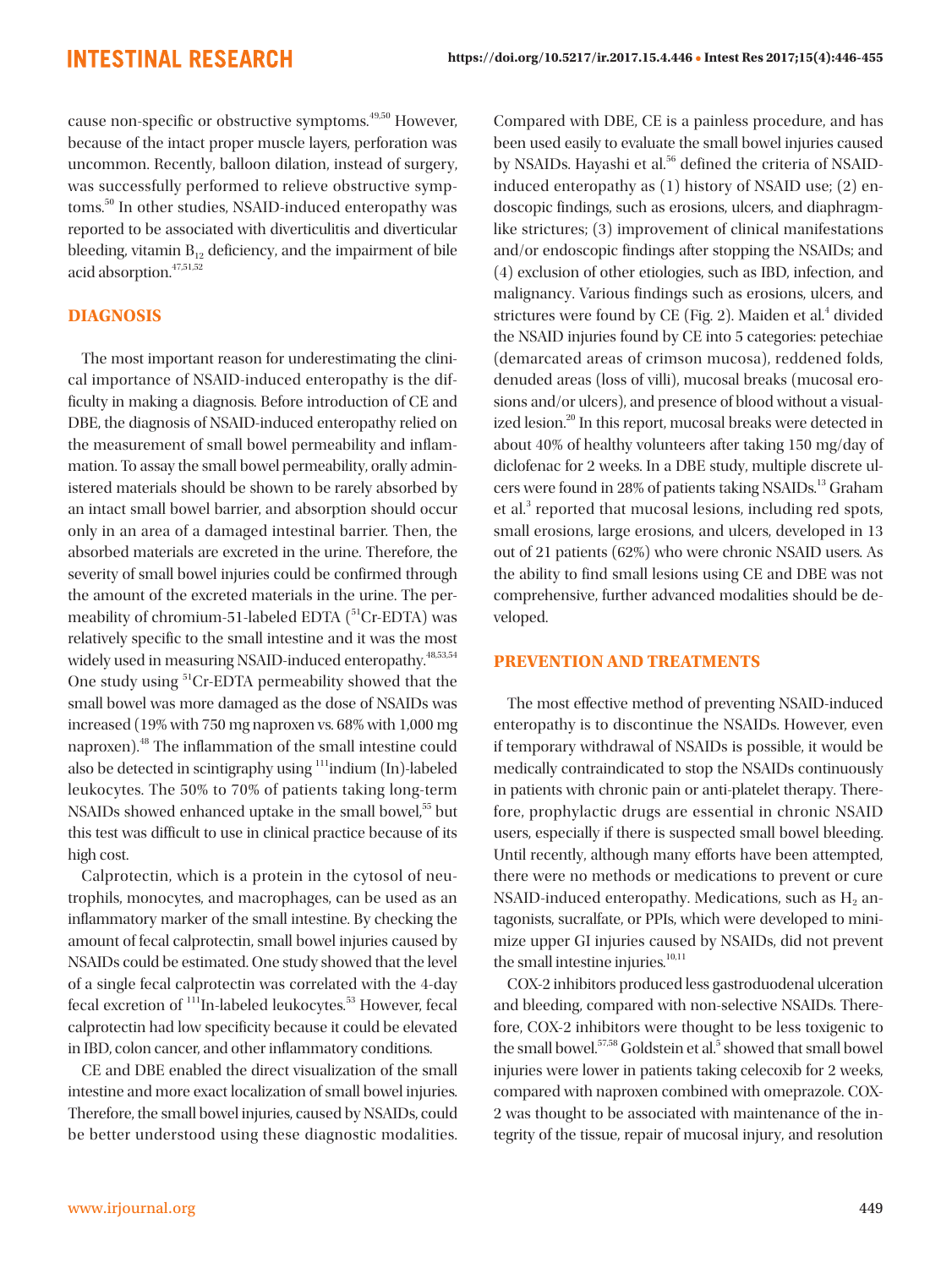cause non-specific or obstructive symptoms.[49,50] However, because of the intact proper muscle layers, perforation was uncommon. Recently, balloon dilation, instead of surgery, was successfully performed to relieve obstructive symptoms.[50] In other studies, NSAID-induced enteropathy was reported to be associated with diverticulitis and diverticular bleeding, vitamin $B_{12}$ deficiency, and the impairment of bile acid absorption.[47,51,52]

## DIAGNOSIS

The most important reason for underestimating the clinical importance of NSAID-induced enteropathy is the difficulty in making a diagnosis. Before introduction of CE and DBE, the diagnosis of NSAID-induced enteropathy relied on the measurement of small bowel permeability and inflammation. To assay the small bowel permeability, orally administered materials should be shown to be rarely absorbed by an intact small bowel barrier, and absorption should occur only in an area of a damaged intestinal barrier. Then, the absorbed materials are excreted in the urine. Therefore, the severity of small bowel injuries could be confirmed through the amount of the excreted materials in the urine. The permeability of chromium-51-labeled EDTA ($^{51}$Cr-EDTA) was relatively specific to the small intestine and it was the most widely used in measuring NSAID-induced enteropathy.[48,53,54] One study using $^{51}$Cr-EDTA permeability showed that the small bowel was more damaged as the dose of NSAIDs was increased (19% with 750 mg naproxen vs. 68% with 1,000 mg naproxen).[48] The inflammation of the small intestine could also be detected in scintigraphy using $^{111}$indium (In)-labeled leukocytes. The 50% to 70% of patients taking long-term NSAIDs showed enhanced uptake in the small bowel,[55] but this test was difficult to use in clinical practice because of its high cost.

Calprotectin, which is a protein in the cytosol of neutrophils, monocytes, and macrophages, can be used as an inflammatory marker of the small intestine. By checking the amount of fecal calprotectin, small bowel injuries caused by NSAIDs could be estimated. One study showed that the level of a single fecal calprotectin was correlated with the 4-day fecal excretion of $^{111}$In-labeled leukocytes.[53] However, fecal calprotectin had low specificity because it could be elevated in IBD, colon cancer, and other inflammatory conditions.

CE and DBE enabled the direct visualization of the small intestine and more exact localization of small bowel injuries. Therefore, the small bowel injuries, caused by NSAIDs, could be better understood using these diagnostic modalities. Compared with DBE, CE is a painless procedure, and has been used easily to evaluate the small bowel injuries caused by NSAIDs. Hayashi et al.[56] defined the criteria of NSAID-induced enteropathy as (1) history of NSAID use; (2) endoscopic findings, such as erosions, ulcers, and diaphragm-like strictures; (3) improvement of clinical manifestations and/or endoscopic findings after stopping the NSAIDs; and (4) exclusion of other etiologies, such as IBD, infection, and malignancy. Various findings such as erosions, ulcers, and strictures were found by CE (Fig. 2). Maiden et al.[4] divided the NSAID injuries found by CE into 5 categories: petechiae (demarcated areas of crimson mucosa), reddened folds, denuded areas (loss of villi), mucosal breaks (mucosal erosions and/or ulcers), and presence of blood without a visualized lesion.[20] In this report, mucosal breaks were detected in about 40% of healthy volunteers after taking 150 mg/day of diclofenac for 2 weeks. In a DBE study, multiple discrete ulcers were found in 28% of patients taking NSAIDs.[13] Graham et al.[3] reported that mucosal lesions, including red spots, small erosions, large erosions, and ulcers, developed in 13 out of 21 patients (62%) who were chronic NSAID users. As the ability to find small lesions using CE and DBE was not comprehensive, further advanced modalities should be developed.

## PREVENTION AND TREATMENTS

The most effective method of preventing NSAID-induced enteropathy is to discontinue the NSAIDs. However, even if temporary withdrawal of NSAIDs is possible, it would be medically contraindicated to stop the NSAIDs continuously in patients with chronic pain or anti-platelet therapy. Therefore, prophylactic drugs are essential in chronic NSAID users, especially if there is suspected small bowel bleeding. Until recently, although many efforts have been attempted, there were no methods or medications to prevent or cure NSAID-induced enteropathy. Medications, such as $H_2$ antagonists, sucralfate, or PPIs, which were developed to minimize upper GI injuries caused by NSAIDs, did not prevent the small intestine injuries.[10,11]

COX-2 inhibitors produced less gastroduodenal ulceration and bleeding, compared with non-selective NSAIDs. Therefore, COX-2 inhibitors were thought to be less toxigenic to the small bowel.[57,58] Goldstein et al.[5] showed that small bowel injuries were lower in patients taking celecoxib for 2 weeks, compared with naproxen combined with omeprazole. COX-2 was thought to be associated with maintenance of the integrity of the tissue, repair of mucosal injury, and resolution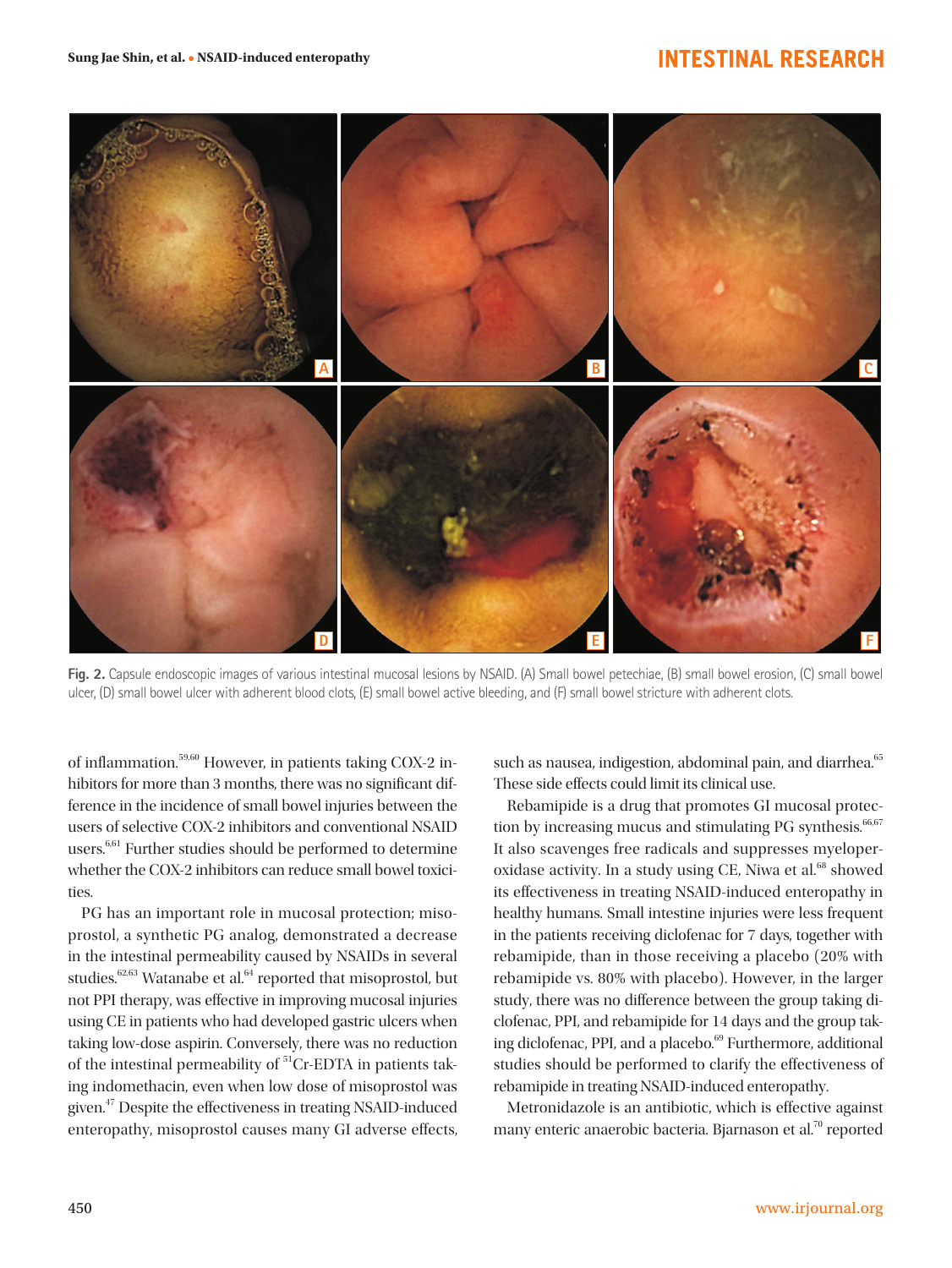Fig. 2. Capsule endoscopic images of various intestinal mucosal lesions by NSAID. (A) Small bowel petechiae, (B) small bowel erosion, (C) small bowel ulcer, (D) small bowel ulcer with adherent blood clots, (E) small bowel active bleeding, and (F) small bowel stricture with adherent clots.

of inflammation.[59,60] However, in patients taking COX-2 inhibitors for more than 3 months, there was no significant difference in the incidence of small bowel injuries between the users of selective COX-2 inhibitors and conventional NSAID users.[6,61] Further studies should be performed to determine whether the COX-2 inhibitors can reduce small bowel toxicities.

PG has an important role in mucosal protection; misoprostol, a synthetic PG analog, demonstrated a decrease in the intestinal permeability caused by NSAIDs in several studies.[62,63] Watanabe et al.[64] reported that misoprostol, but not PPI therapy, was effective in improving mucosal injuries using CE in patients who had developed gastric ulcers when taking low-dose aspirin. Conversely, there was no reduction of the intestinal permeability of $^{51}$Cr-EDTA in patients taking indomethacin, even when low dose of misoprostol was given.[47] Despite the effectiveness in treating NSAID-induced enteropathy, misoprostol causes many GI adverse effects, such as nausea, indigestion, abdominal pain, and diarrhea.[65] These side effects could limit its clinical use.

Rebamipide is a drug that promotes GI mucosal protection by increasing mucus and stimulating PG synthesis.[66,67] It also scavenges free radicals and suppresses myeloperoxidase activity. In a study using CE, Niwa et al.[68] showed its effectiveness in treating NSAID-induced enteropathy in healthy humans. Small intestine injuries were less frequent in the patients receiving diclofenac for 7 days, together with rebamipide, than in those receiving a placebo (20% with rebamipide vs. 80% with placebo). However, in the larger study, there was no difference between the group taking diclofenac, PPI, and rebamipide for 14 days and the group taking diclofenac, PPI, and a placebo.[69] Furthermore, additional studies should be performed to clarify the effectiveness of rebamipide in treating NSAID-induced enteropathy.

Metronidazole is an antibiotic, which is effective against many enteric anaerobic bacteria. Bjarnason et al.[70] reported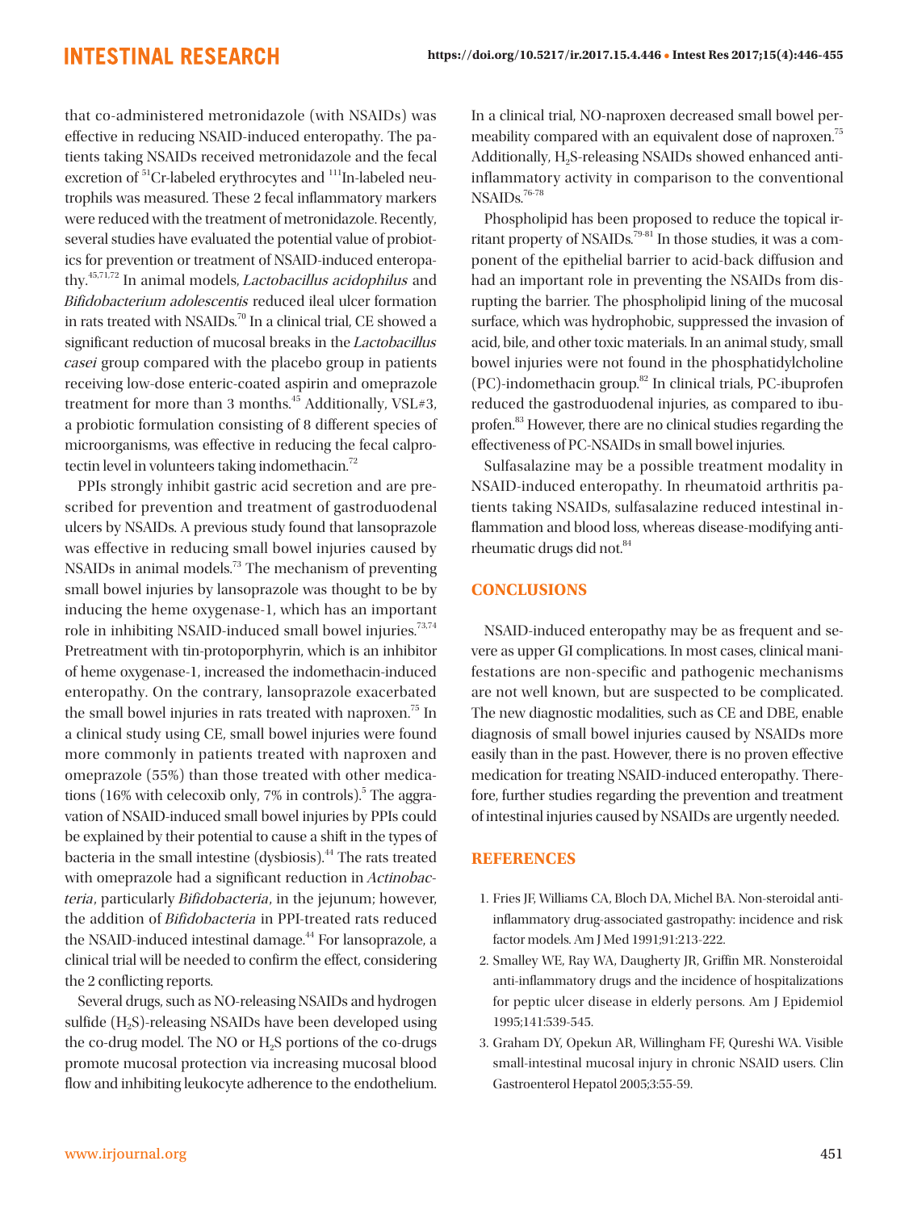that co-administered metronidazole (with NSAIDs) was effective in reducing NSAID-induced enteropathy. The patients taking NSAIDs received metronidazole and the fecal excretion of $^{51}$Cr-labeled erythrocytes and $^{111}$In-labeled neutrophils was measured. These 2 fecal inflammatory markers were reduced with the treatment of metronidazole. Recently, several studies have evaluated the potential value of probiotics for prevention or treatment of NSAID-induced enteropathy.[45,71,72] In animal models, *Lactobacillus acidophilus* and *Bifidobacterium adolescentis* reduced ileal ulcer formation in rats treated with NSAIDs.[70] In a clinical trial, CE showed a significant reduction of mucosal breaks in the *Lactobacillus casei* group compared with the placebo group in patients receiving low-dose enteric-coated aspirin and omeprazole treatment for more than 3 months.[45] Additionally, VSL#3, a probiotic formulation consisting of 8 different species of microorganisms, was effective in reducing the fecal calprotectin level in volunteers taking indomethacin.[72]

PPIs strongly inhibit gastric acid secretion and are prescribed for prevention and treatment of gastroduodenal ulcers by NSAIDs. A previous study found that lansoprazole was effective in reducing small bowel injuries caused by NSAIDs in animal models.[73] The mechanism of preventing small bowel injuries by lansoprazole was thought to be by inducing the heme oxygenase-1, which has an important role in inhibiting NSAID-induced small bowel injuries.[73,74] Pretreatment with tin-protoporphyrin, which is an inhibitor of heme oxygenase-1, increased the indomethacin-induced enteropathy. On the contrary, lansoprazole exacerbated the small bowel injuries in rats treated with naproxen.[75] In a clinical study using CE, small bowel injuries were found more commonly in patients treated with naproxen and omeprazole (55%) than those treated with other medications (16% with celecoxib only, 7% in controls).[5] The aggravation of NSAID-induced small bowel injuries by PPIs could be explained by their potential to cause a shift in the types of bacteria in the small intestine (dysbiosis).[44] The rats treated with omeprazole had a significant reduction in *Actinobacteria*, particularly *Bifidobacteria*, in the jejunum; however, the addition of *Bifidobacteria* in PPI-treated rats reduced the NSAID-induced intestinal damage.[44] For lansoprazole, a clinical trial will be needed to confirm the effect, considering the 2 conflicting reports.

Several drugs, such as NO-releasing NSAIDs and hydrogen sulfide ($H_2S$)-releasing NSAIDs have been developed using the co-drug model. The NO or $H_2S$ portions of the co-drugs promote mucosal protection via increasing mucosal blood flow and inhibiting leukocyte adherence to the endothelium. In a clinical trial, NO-naproxen decreased small bowel permeability compared with an equivalent dose of naproxen.[75] Additionally, $H_2S$-releasing NSAIDs showed enhanced anti-inflammatory activity in comparison to the conventional NSAIDs.[76-78]

Phospholipid has been proposed to reduce the topical irritant property of NSAIDs.[79-81] In those studies, it was a component of the epithelial barrier to acid-back diffusion and had an important role in preventing the NSAIDs from disrupting the barrier. The phospholipid lining of the mucosal surface, which was hydrophobic, suppressed the invasion of acid, bile, and other toxic materials. In an animal study, small bowel injuries were not found in the phosphatidylcholine (PC)-indomethacin group.[82] In clinical trials, PC-ibuprofen reduced the gastroduodenal injuries, as compared to ibuprofen.[83] However, there are no clinical studies regarding the effectiveness of PC-NSAIDs in small bowel injuries.

Sulfasalazine may be a possible treatment modality in NSAID-induced enteropathy. In rheumatoid arthritis patients taking NSAIDs, sulfasalazine reduced intestinal inflammation and blood loss, whereas disease-modifying antirheumatic drugs did not.[84]

## CONCLUSIONS

NSAID-induced enteropathy may be as frequent and severe as upper GI complications. In most cases, clinical manifestations are non-specific and pathogenic mechanisms are not well known, but are suspected to be complicated. The new diagnostic modalities, such as CE and DBE, enable diagnosis of small bowel injuries caused by NSAIDs more easily than in the past. However, there is no proven effective medication for treating NSAID-induced enteropathy. Therefore, further studies regarding the prevention and treatment of intestinal injuries caused by NSAIDs are urgently needed.

## REFERENCES

1. Fries JF, Williams CA, Bloch DA, Michel BA. Non-steroidal anti-inflammatory drug-associated gastropathy: incidence and risk factor models. Am J Med 1991;91:213-222.
2. Smalley WE, Ray WA, Daugherty JR, Griffin MR. Nonsteroidal anti-inflammatory drugs and the incidence of hospitalizations for peptic ulcer disease in elderly persons. Am J Epidemiol 1995;141:539-545.
3. Graham DY, Opekun AR, Willingham FF, Qureshi WA. Visible small-intestinal mucosal injury in chronic NSAID users. Clin Gastroenterol Hepatol 2005;3:55-59.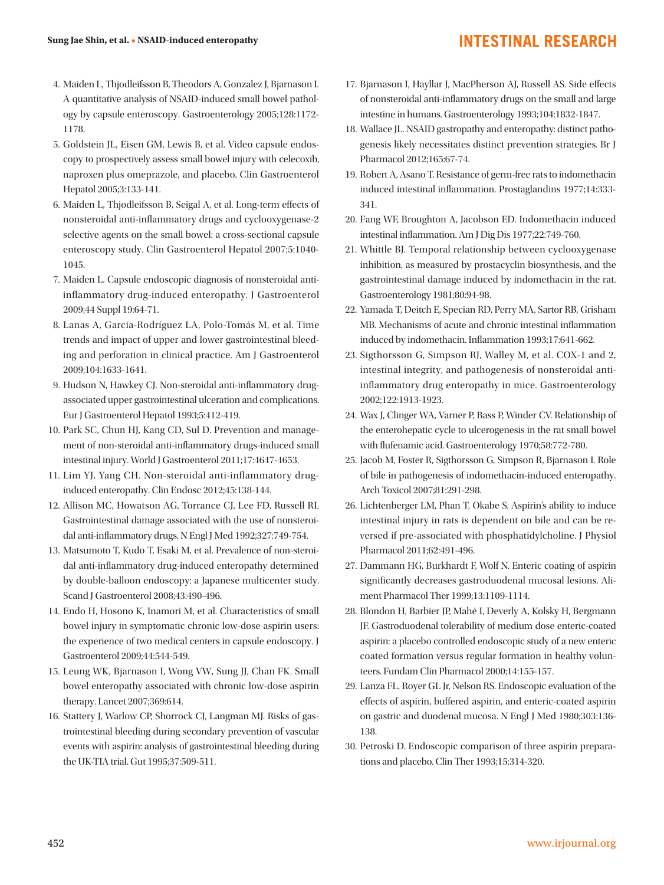4. Maiden L, Thjodleifsson B, Theodors A, Gonzalez J, Bjarnason I. A quantitative analysis of NSAID-induced small bowel pathology by capsule enteroscopy. Gastroenterology 2005;128:1172-1178.
5. Goldstein JL, Eisen GM, Lewis B, et al. Video capsule endoscopy to prospectively assess small bowel injury with celecoxib, naproxen plus omeprazole, and placebo. Clin Gastroenterol Hepatol 2005;3:133-141.
6. Maiden L, Thjodleifsson B, Seigal A, et al. Long-term effects of nonsteroidal anti-inflammatory drugs and cyclooxygenase-2 selective agents on the small bowel: a cross-sectional capsule enteroscopy study. Clin Gastroenterol Hepatol 2007;5:1040-1045.
7. Maiden L. Capsule endoscopic diagnosis of nonsteroidal anti-inflammatory drug-induced enteropathy. J Gastroenterol 2009;44 Suppl 19:64-71.
8. Lanas A, García-Rodríguez LA, Polo-Tomás M, et al. Time trends and impact of upper and lower gastrointestinal bleeding and perforation in clinical practice. Am J Gastroenterol 2009;104:1633-1641.
9. Hudson N, Hawkey CJ. Non-steroidal anti-inflammatory drug-associated upper gastrointestinal ulceration and complications. Eur J Gastroenterol Hepatol 1993;5:412-419.
10. Park SC, Chun HJ, Kang CD, Sul D. Prevention and management of non-steroidal anti-inflammatory drugs-induced small intestinal injury. World J Gastroenterol 2011;17:4647-4653.
11. Lim YJ, Yang CH. Non-steroidal anti-inflammatory drug-induced enteropathy. Clin Endosc 2012;45:138-144.
12. Allison MC, Howatson AG, Torrance CJ, Lee FD, Russell RI. Gastrointestinal damage associated with the use of nonsteroidal anti-inflammatory drugs. N Engl J Med 1992;327:749-754.
13. Matsumoto T, Kudo T, Esaki M, et al. Prevalence of non-steroidal anti-inflammatory drug-induced enteropathy determined by double-balloon endoscopy: a Japanese multicenter study. Scand J Gastroenterol 2008;43:490-496.
14. Endo H, Hosono K, Inamori M, et al. Characteristics of small bowel injury in symptomatic chronic low-dose aspirin users: the experience of two medical centers in capsule endoscopy. J Gastroenterol 2009;44:544-549.
15. Leung WK, Bjarnason I, Wong VW, Sung JJ, Chan FK. Small bowel enteropathy associated with chronic low-dose aspirin therapy. Lancet 2007;369:614.
16. Stattery J, Warlow CP, Shorrock CJ, Langman MJ. Risks of gastrointestinal bleeding during secondary prevention of vascular events with aspirin: analysis of gastrointestinal bleeding during the UK-TIA trial. Gut 1995;37:509-511.
17. Bjarnason I, Hayllar J, MacPherson AJ, Russell AS. Side effects of nonsteroidal anti-inflammatory drugs on the small and large intestine in humans. Gastroenterology 1993;104:1832-1847.
18. Wallace JL. NSAID gastropathy and enteropathy: distinct pathogenesis likely necessitates distinct prevention strategies. Br J Pharmacol 2012;165:67-74.
19. Robert A, Asano T. Resistance of germ-free rats to indomethacin induced intestinal inflammation. Prostaglandins 1977;14:333-341.
20. Fang WF, Broughton A, Jacobson ED. Indomethacin induced intestinal inflammation. Am J Dig Dis 1977;22:749-760.
21. Whittle BJ. Temporal relationship between cyclooxygenase inhibition, as measured by prostacyclin biosynthesis, and the gastrointestinal damage induced by indomethacin in the rat. Gastroenterology 1981;80:94-98.
22. Yamada T, Deitch E, Specian RD, Perry MA, Sartor RB, Grisham MB. Mechanisms of acute and chronic intestinal inflammation induced by indomethacin. Inflammation 1993;17:641-662.
23. Sigthorsson G, Simpson RJ, Walley M, et al. COX-1 and 2, intestinal integrity, and pathogenesis of nonsteroidal anti-inflammatory drug enteropathy in mice. Gastroenterology 2002;122:1913-1923.
24. Wax J, Clinger WA, Varner P, Bass P, Winder CV. Relationship of the enterohepatic cycle to ulcerogenesis in the rat small bowel with flufenamic acid. Gastroenterology 1970;58:772-780.
25. Jacob M, Foster R, Sigthorsson G, Simpson R, Bjarnason I. Role of bile in pathogenesis of indomethacin-induced enteropathy. Arch Toxicol 2007;81:291-298.
26. Lichtenberger LM, Phan T, Okabe S. Aspirin's ability to induce intestinal injury in rats is dependent on bile and can be reversed if pre-associated with phosphatidylcholine. J Physiol Pharmacol 2011;62:491-496.
27. Dammann HG, Burkhardt F, Wolf N. Enteric coating of aspirin significantly decreases gastroduodenal mucosal lesions. Aliment Pharmacol Ther 1999;13:1109-1114.
28. Blondon H, Barbier JP, Mahé I, Deverly A, Kolsky H, Bergmann JF. Gastroduodenal tolerability of medium dose enteric-coated aspirin: a placebo controlled endoscopic study of a new enteric coated formation versus regular formation in healthy volunteers. Fundam Clin Pharmacol 2000;14:155-157.
29. Lanza FL, Royer GL Jr, Nelson RS. Endoscopic evaluation of the effects of aspirin, buffered aspirin, and enteric-coated aspirin on gastric and duodenal mucosa. N Engl J Med 1980;303:136-138.
30. Petroski D. Endoscopic comparison of three aspirin preparations and placebo. Clin Ther 1993;15:314-320.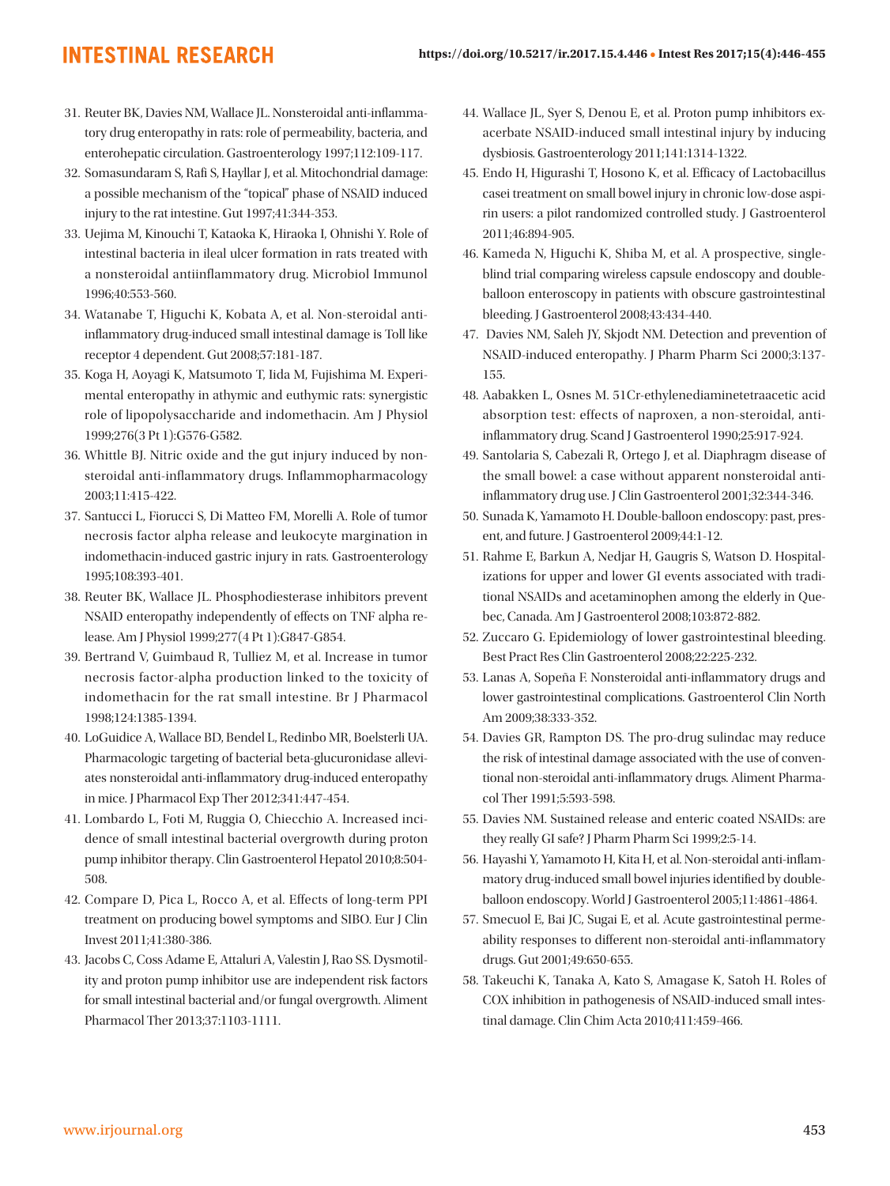31. Reuter BK, Davies NM, Wallace JL. Nonsteroidal anti-inflammatory drug enteropathy in rats: role of permeability, bacteria, and enterohepatic circulation. Gastroenterology 1997;112:109-117.
32. Somasundaram S, Rafi S, Hayllar J, et al. Mitochondrial damage: a possible mechanism of the "topical" phase of NSAID induced injury to the rat intestine. Gut 1997;41:344-353.
33. Uejima M, Kinouchi T, Kataoka K, Hiraoka I, Ohnishi Y. Role of intestinal bacteria in ileal ulcer formation in rats treated with a nonsteroidal antiinflammatory drug. Microbiol Immunol 1996;40:553-560.
34. Watanabe T, Higuchi K, Kobata A, et al. Non-steroidal anti-inflammatory drug-induced small intestinal damage is Toll like receptor 4 dependent. Gut 2008;57:181-187.
35. Koga H, Aoyagi K, Matsumoto T, Iida M, Fujishima M. Experimental enteropathy in athymic and euthymic rats: synergistic role of lipopolysaccharide and indomethacin. Am J Physiol 1999;276(3 Pt 1):G576-G582.
36. Whittle BJ. Nitric oxide and the gut injury induced by non-steroidal anti-inflammatory drugs. Inflammopharmacology 2003;11:415-422.
37. Santucci L, Fiorucci S, Di Matteo FM, Morelli A. Role of tumor necrosis factor alpha release and leukocyte margination in indomethacin-induced gastric injury in rats. Gastroenterology 1995;108:393-401.
38. Reuter BK, Wallace JL. Phosphodiesterase inhibitors prevent NSAID enteropathy independently of effects on TNF alpha release. Am J Physiol 1999;277(4 Pt 1):G847-G854.
39. Bertrand V, Guimbaud R, Tulliez M, et al. Increase in tumor necrosis factor-alpha production linked to the toxicity of indomethacin for the rat small intestine. Br J Pharmacol 1998;124:1385-1394.
40. LoGuidice A, Wallace BD, Bendel L, Redinbo MR, Boelsterli UA. Pharmacologic targeting of bacterial beta-glucuronidase alleviates nonsteroidal anti-inflammatory drug-induced enteropathy in mice. J Pharmacol Exp Ther 2012;341:447-454.
41. Lombardo L, Foti M, Ruggia O, Chiecchio A. Increased incidence of small intestinal bacterial overgrowth during proton pump inhibitor therapy. Clin Gastroenterol Hepatol 2010;8:504-508.
42. Compare D, Pica L, Rocco A, et al. Effects of long-term PPI treatment on producing bowel symptoms and SIBO. Eur J Clin Invest 2011;41:380-386.
43. Jacobs C, Coss Adame E, Attaluri A, Valestin J, Rao SS. Dysmotility and proton pump inhibitor use are independent risk factors for small intestinal bacterial and/or fungal overgrowth. Aliment Pharmacol Ther 2013;37:1103-1111.
44. Wallace JL, Syer S, Denou E, et al. Proton pump inhibitors exacerbate NSAID-induced small intestinal injury by inducing dysbiosis. Gastroenterology 2011;141:1314-1322.
45. Endo H, Higurashi T, Hosono K, et al. Efficacy of Lactobacillus casei treatment on small bowel injury in chronic low-dose aspirin users: a pilot randomized controlled study. J Gastroenterol 2011;46:894-905.
46. Kameda N, Higuchi K, Shiba M, et al. A prospective, single-blind trial comparing wireless capsule endoscopy and double-balloon enteroscopy in patients with obscure gastrointestinal bleeding. J Gastroenterol 2008;43:434-440.
47. Davies NM, Saleh JY, Skjodt NM. Detection and prevention of NSAID-induced enteropathy. J Pharm Pharm Sci 2000;3:137-155.
48. Aabakken L, Osnes M. 51Cr-ethylenediaminetetraacetic acid absorption test: effects of naproxen, a non-steroidal, anti-inflammatory drug. Scand J Gastroenterol 1990;25:917-924.
49. Santolaria S, Cabezali R, Ortego J, et al. Diaphragm disease of the small bowel: a case without apparent nonsteroidal anti-inflammatory drug use. J Clin Gastroenterol 2001;32:344-346.
50. Sunada K, Yamamoto H. Double-balloon endoscopy: past, present, and future. J Gastroenterol 2009;44:1-12.
51. Rahme E, Barkun A, Nedjar H, Gaugris S, Watson D. Hospitalizations for upper and lower GI events associated with traditional NSAIDs and acetaminophen among the elderly in Quebec, Canada. Am J Gastroenterol 2008;103:872-882.
52. Zuccaro G. Epidemiology of lower gastrointestinal bleeding. Best Pract Res Clin Gastroenterol 2008;22:225-232.
53. Lanas A, Sopeña F. Nonsteroidal anti-inflammatory drugs and lower gastrointestinal complications. Gastroenterol Clin North Am 2009;38:333-352.
54. Davies GR, Rampton DS. The pro-drug sulindac may reduce the risk of intestinal damage associated with the use of conventional non-steroidal anti-inflammatory drugs. Aliment Pharmacol Ther 1991;5:593-598.
55. Davies NM. Sustained release and enteric coated NSAIDs: are they really GI safe? J Pharm Pharm Sci 1999;2:5-14.
56. Hayashi Y, Yamamoto H, Kita H, et al. Non-steroidal anti-inflammatory drug-induced small bowel injuries identified by double-balloon endoscopy. World J Gastroenterol 2005;11:4861-4864.
57. Smecuol E, Bai JC, Sugai E, et al. Acute gastrointestinal permeability responses to different non-steroidal anti-inflammatory drugs. Gut 2001;49:650-655.
58. Takeuchi K, Tanaka A, Kato S, Amagase K, Satoh H. Roles of COX inhibition in pathogenesis of NSAID-induced small intestinal damage. Clin Chim Acta 2010;411:459-466.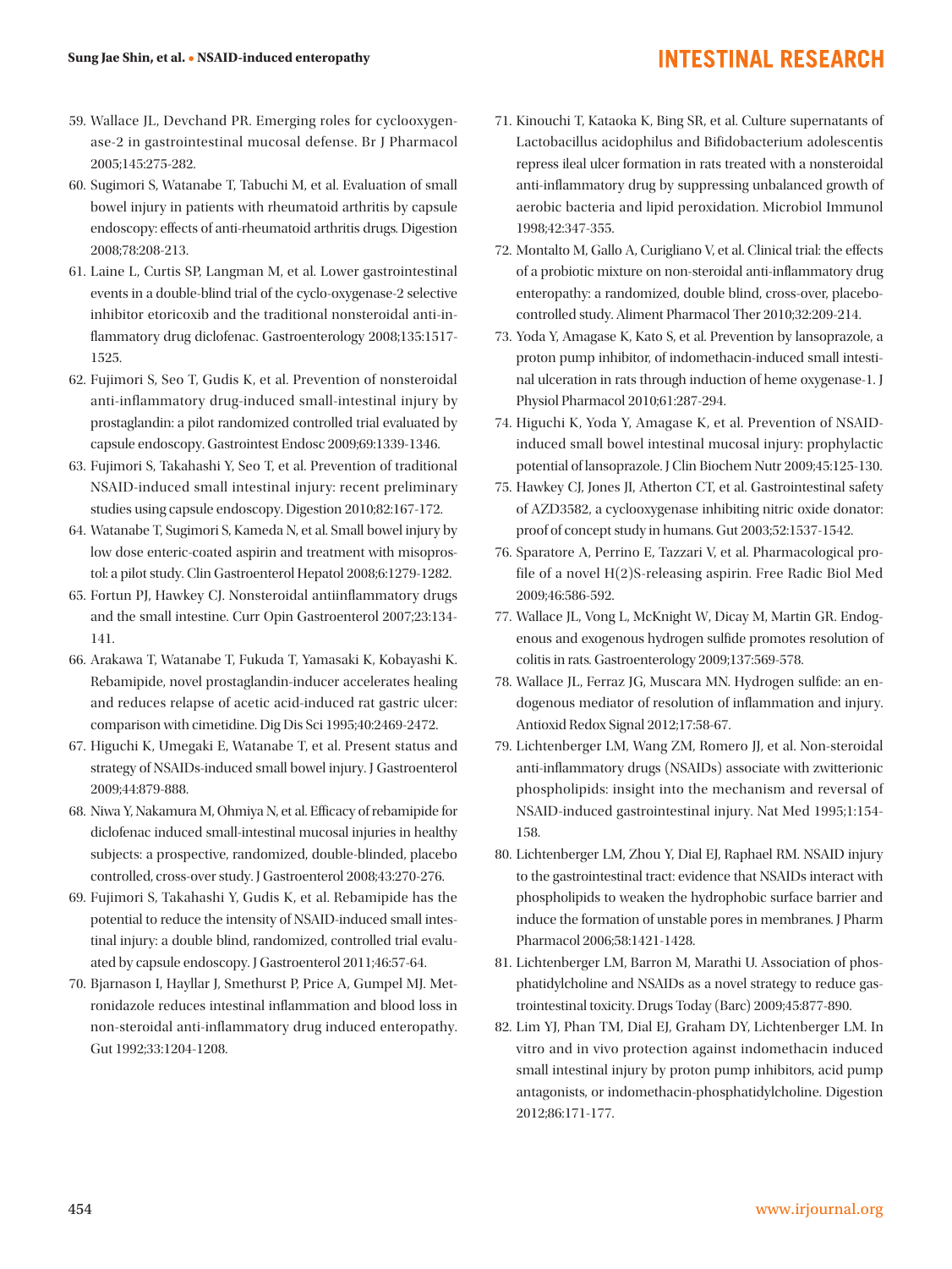59. Wallace JL, Devchand PR. Emerging roles for cyclooxygenase-2 in gastrointestinal mucosal defense. Br J Pharmacol 2005;145:275-282.
60. Sugimori S, Watanabe T, Tabuchi M, et al. Evaluation of small bowel injury in patients with rheumatoid arthritis by capsule endoscopy: effects of anti-rheumatoid arthritis drugs. Digestion 2008;78:208-213.
61. Laine L, Curtis SP, Langman M, et al. Lower gastrointestinal events in a double-blind trial of the cyclo-oxygenase-2 selective inhibitor etoricoxib and the traditional nonsteroidal anti-inflammatory drug diclofenac. Gastroenterology 2008;135:1517-1525.
62. Fujimori S, Seo T, Gudis K, et al. Prevention of nonsteroidal anti-inflammatory drug-induced small-intestinal injury by prostaglandin: a pilot randomized controlled trial evaluated by capsule endoscopy. Gastrointest Endosc 2009;69:1339-1346.
63. Fujimori S, Takahashi Y, Seo T, et al. Prevention of traditional NSAID-induced small intestinal injury: recent preliminary studies using capsule endoscopy. Digestion 2010;82:167-172.
64. Watanabe T, Sugimori S, Kameda N, et al. Small bowel injury by low dose enteric-coated aspirin and treatment with misoprostol: a pilot study. Clin Gastroenterol Hepatol 2008;6:1279-1282.
65. Fortun PJ, Hawkey CJ. Nonsteroidal antiinflammatory drugs and the small intestine. Curr Opin Gastroenterol 2007;23:134-141.
66. Arakawa T, Watanabe T, Fukuda T, Yamasaki K, Kobayashi K. Rebamipide, novel prostaglandin-inducer accelerates healing and reduces relapse of acetic acid-induced rat gastric ulcer: comparison with cimetidine. Dig Dis Sci 1995;40:2469-2472.
67. Higuchi K, Umegaki E, Watanabe T, et al. Present status and strategy of NSAIDs-induced small bowel injury. J Gastroenterol 2009;44:879-888.
68. Niwa Y, Nakamura M, Ohmiya N, et al. Efficacy of rebamipide for diclofenac induced small-intestinal mucosal injuries in healthy subjects: a prospective, randomized, double-blinded, placebo controlled, cross-over study. J Gastroenterol 2008;43:270-276.
69. Fujimori S, Takahashi Y, Gudis K, et al. Rebamipide has the potential to reduce the intensity of NSAID-induced small intestinal injury: a double blind, randomized, controlled trial evaluated by capsule endoscopy. J Gastroenterol 2011;46:57-64.
70. Bjarnason I, Hayllar J, Smethurst P, Price A, Gumpel MJ. Metronidazole reduces intestinal inflammation and blood loss in non-steroidal anti-inflammatory drug induced enteropathy. Gut 1992;33:1204-1208.
71. Kinouchi T, Kataoka K, Bing SR, et al. Culture supernatants of Lactobacillus acidophilus and Bifidobacterium adolescentis repress ileal ulcer formation in rats treated with a nonsteroidal anti-inflammatory drug by suppressing unbalanced growth of aerobic bacteria and lipid peroxidation. Microbiol Immunol 1998;42:347-355.
72. Montalto M, Gallo A, Curigliano V, et al. Clinical trial: the effects of a probiotic mixture on non-steroidal anti-inflammatory drug enteropathy: a randomized, double blind, cross-over, placebo-controlled study. Aliment Pharmacol Ther 2010;32:209-214.
73. Yoda Y, Amagase K, Kato S, et al. Prevention by lansoprazole, a proton pump inhibitor, of indomethacin-induced small intestinal ulceration in rats through induction of heme oxygenase-1. J Physiol Pharmacol 2010;61:287-294.
74. Higuchi K, Yoda Y, Amagase K, et al. Prevention of NSAID-induced small bowel intestinal mucosal injury: prophylactic potential of lansoprazole. J Clin Biochem Nutr 2009;45:125-130.
75. Hawkey CJ, Jones JI, Atherton CT, et al. Gastrointestinal safety of AZD3582, a cyclooxygenase inhibiting nitric oxide donator: proof of concept study in humans. Gut 2003;52:1537-1542.
76. Sparatore A, Perrino E, Tazzari V, et al. Pharmacological profile of a novel H(2)S-releasing aspirin. Free Radic Biol Med 2009;46:586-592.
77. Wallace JL, Vong L, McKnight W, Dicay M, Martin GR. Endogenous and exogenous hydrogen sulfide promotes resolution of colitis in rats. Gastroenterology 2009;137:569-578.
78. Wallace JL, Ferraz JG, Muscara MN. Hydrogen sulfide: an endogenous mediator of resolution of inflammation and injury. Antioxid Redox Signal 2012;17:58-67.
79. Lichtenberger LM, Wang ZM, Romero JJ, et al. Non-steroidal anti-inflammatory drugs (NSAIDs) associate with zwitterionic phospholipids: insight into the mechanism and reversal of NSAID-induced gastrointestinal injury. Nat Med 1995;1:154-158.
80. Lichtenberger LM, Zhou Y, Dial EJ, Raphael RM. NSAID injury to the gastrointestinal tract: evidence that NSAIDs interact with phospholipids to weaken the hydrophobic surface barrier and induce the formation of unstable pores in membranes. J Pharm Pharmacol 2006;58:1421-1428.
81. Lichtenberger LM, Barron M, Marathi U. Association of phosphatidylcholine and NSAIDs as a novel strategy to reduce gastrointestinal toxicity. Drugs Today (Barc) 2009;45:877-890.
82. Lim YJ, Phan TM, Dial EJ, Graham DY, Lichtenberger LM. In vitro and in vivo protection against indomethacin induced small intestinal injury by proton pump inhibitors, acid pump antagonists, or indomethacin-phosphatidylcholine. Digestion 2012;86:171-177.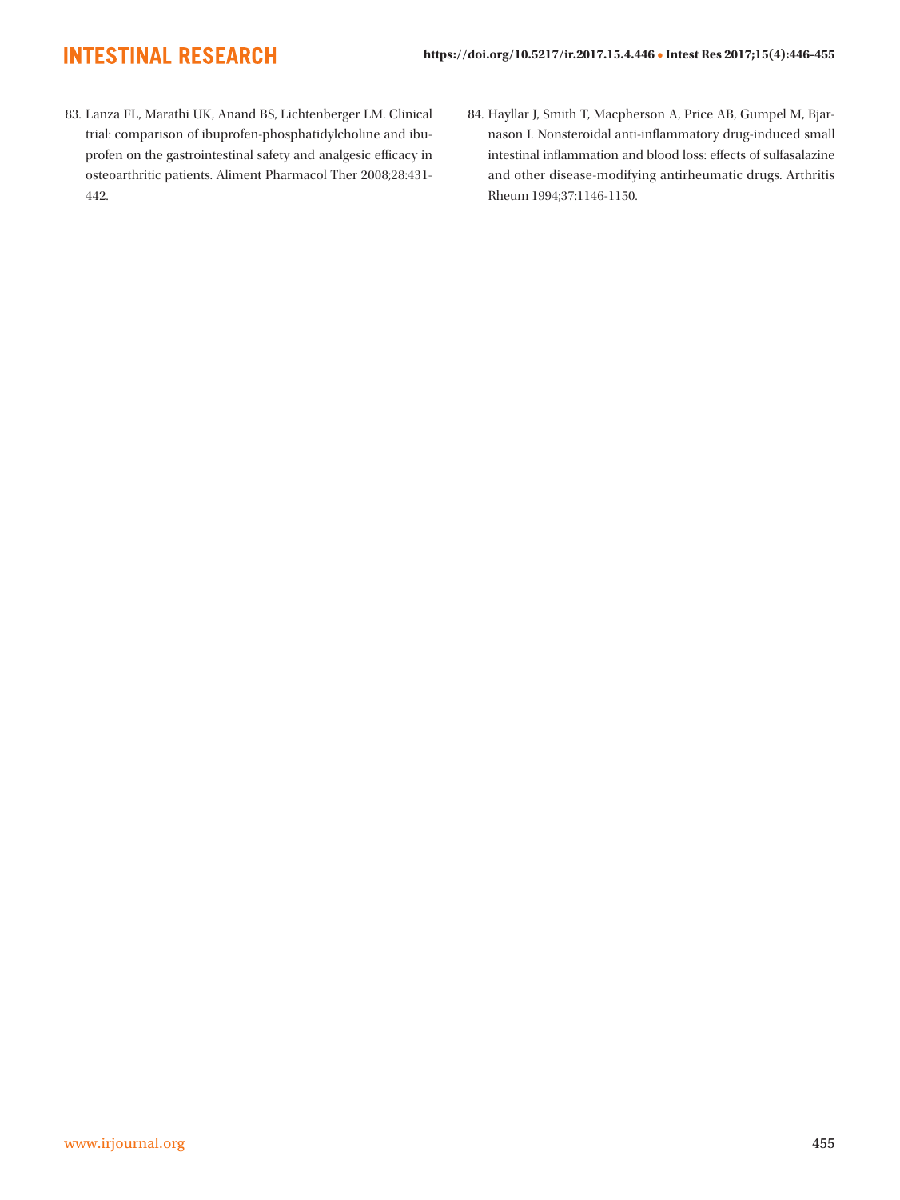83. Lanza FL, Marathi UK, Anand BS, Lichtenberger LM. Clinical trial: comparison of ibuprofen-phosphatidylcholine and ibuprofen on the gastrointestinal safety and analgesic efficacy in osteoarthritic patients. Aliment Pharmacol Ther 2008;28:431-442.

84. Hayllar J, Smith T, Macpherson A, Price AB, Gumpel M, Bjarnason I. Nonsteroidal anti-inflammatory drug-induced small intestinal inflammation and blood loss: effects of sulfasalazine and other disease-modifying antirheumatic drugs. Arthritis Rheum 1994;37:1146-1150.